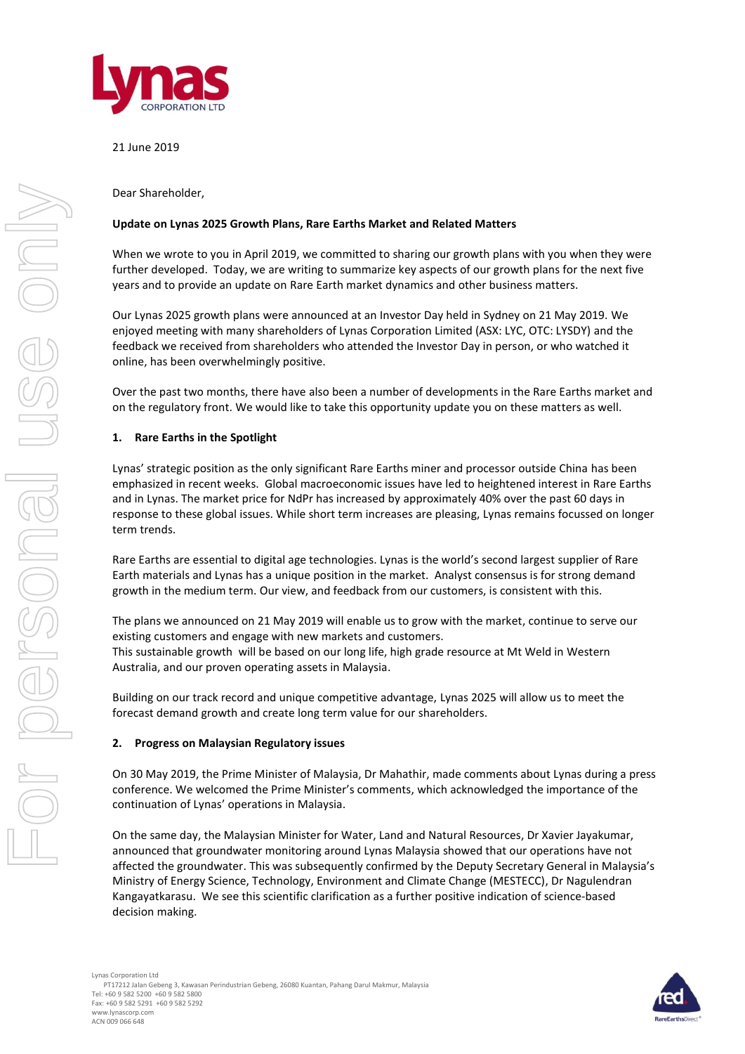21 June 2019

Dear Shareholder,

**Update on Lynas 2025 Growth Plans, Rare Earths Market and Related Matters**

When we wrote to you in April 2019, we committed to sharing our growth plans with you when they were further developed. Today, we are writing to summarize key aspects of our growth plans for the next five years and to provide an update on Rare Earth market dynamics and other business matters.

Our Lynas 2025 growth plans were announced at an Investor Day held in Sydney on 21 May 2019. We enjoyed meeting with many shareholders of Lynas Corporation Limited (ASX: LYC, OTC: LYSDY) and the feedback we received from shareholders who attended the Investor Day in person, or who watched it online, has been overwhelmingly positive.

Over the past two months, there have also been a number of developments in the Rare Earths market and on the regulatory front. We would like to take this opportunity update you on these matters as well.

## 1. Rare Earths in the Spotlight

Lynas' strategic position as the only significant Rare Earths miner and processor outside China has been emphasized in recent weeks. Global macroeconomic issues have led to heightened interest in Rare Earths and in Lynas. The market price for NdPr has increased by approximately 40% over the past 60 days in response to these global issues. While short term increases are pleasing, Lynas remains focussed on longer term trends.

Rare Earths are essential to digital age technologies. Lynas is the world's second largest supplier of Rare Earth materials and Lynas has a unique position in the market. Analyst consensus is for strong demand growth in the medium term. Our view, and feedback from our customers, is consistent with this.

The plans we announced on 21 May 2019 will enable us to grow with the market, continue to serve our existing customers and engage with new markets and customers.
This sustainable growth will be based on our long life, high grade resource at Mt Weld in Western Australia, and our proven operating assets in Malaysia.

Building on our track record and unique competitive advantage, Lynas 2025 will allow us to meet the forecast demand growth and create long term value for our shareholders.

## 2. Progress on Malaysian Regulatory issues

On 30 May 2019, the Prime Minister of Malaysia, Dr Mahathir, made comments about Lynas during a press conference. We welcomed the Prime Minister's comments, which acknowledged the importance of the continuation of Lynas' operations in Malaysia.

On the same day, the Malaysian Minister for Water, Land and Natural Resources, Dr Xavier Jayakumar, announced that groundwater monitoring around Lynas Malaysia showed that our operations have not affected the groundwater. This was subsequently confirmed by the Deputy Secretary General in Malaysia's Ministry of Energy Science, Technology, Environment and Climate Change (MESTECC), Dr Nagulendran Kangayatkarasu. We see this scientific clarification as a further positive indication of science-based decision making.

Lynas Corporation Ltd
PT17212 Jalan Gebeng 3, Kawasan Perindustrian Gebeng, 26080 Kuantan, Pahang Darul Makmur, Malaysia
Tel: +60 9 582 5200 +60 9 582 5800
Fax: +60 9 582 5291 +60 9 582 5292
www.lynascorp.com
ACN 009 066 648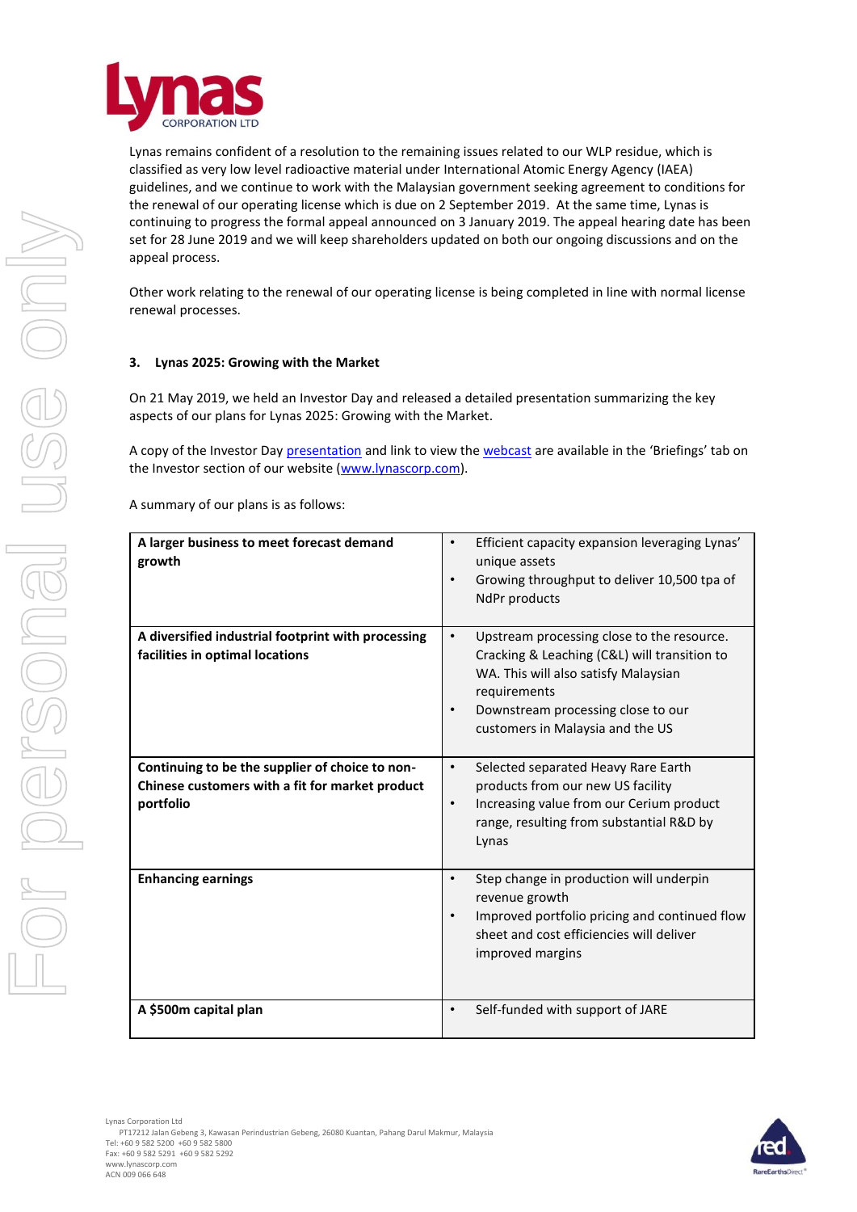Lynas remains confident of a resolution to the remaining issues related to our WLP residue, which is classified as very low level radioactive material under International Atomic Energy Agency (IAEA) guidelines, and we continue to work with the Malaysian government seeking agreement to conditions for the renewal of our operating license which is due on 2 September 2019. At the same time, Lynas is continuing to progress the formal appeal announced on 3 January 2019. The appeal hearing date has been set for 28 June 2019 and we will keep shareholders updated on both our ongoing discussions and on the appeal process.

Other work relating to the renewal of our operating license is being completed in line with normal license renewal processes.

### 3. Lynas 2025: Growing with the Market

On 21 May 2019, we held an Investor Day and released a detailed presentation summarizing the key aspects of our plans for Lynas 2025: Growing with the Market.

A copy of the Investor Day presentation and link to view the webcast are available in the 'Briefings' tab on the Investor section of our website (www.lynascorp.com).

A summary of our plans is as follows:

| | |
|---|---|
| **A larger business to meet forecast demand growth** | • Efficient capacity expansion leveraging Lynas' unique assets<br>• Growing throughput to deliver 10,500 tpa of NdPr products |
| **A diversified industrial footprint with processing facilities in optimal locations** | • Upstream processing close to the resource. Cracking & Leaching (C&L) will transition to WA. This will also satisfy Malaysian requirements<br>• Downstream processing close to our customers in Malaysia and the US |
| **Continuing to be the supplier of choice to non-Chinese customers with a fit for market product portfolio** | • Selected separated Heavy Rare Earth products from our new US facility<br>• Increasing value from our Cerium product range, resulting from substantial R&D by Lynas |
| **Enhancing earnings** | • Step change in production will underpin revenue growth<br>• Improved portfolio pricing and continued flow sheet and cost efficiencies will deliver improved margins |
| **A $500m capital plan** | • Self-funded with support of JARE |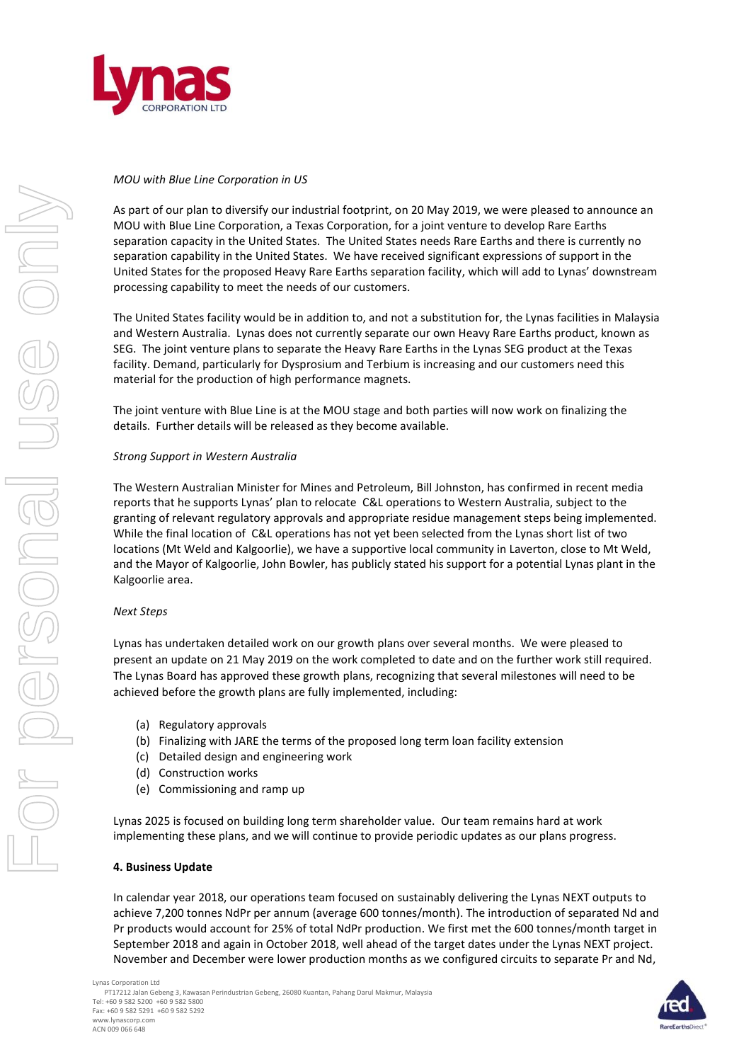*MOU with Blue Line Corporation in US*

As part of our plan to diversify our industrial footprint, on 20 May 2019, we were pleased to announce an MOU with Blue Line Corporation, a Texas Corporation, for a joint venture to develop Rare Earths separation capacity in the United States. The United States needs Rare Earths and there is currently no separation capability in the United States. We have received significant expressions of support in the United States for the proposed Heavy Rare Earths separation facility, which will add to Lynas' downstream processing capability to meet the needs of our customers.

The United States facility would be in addition to, and not a substitution for, the Lynas facilities in Malaysia and Western Australia. Lynas does not currently separate our own Heavy Rare Earths product, known as SEG. The joint venture plans to separate the Heavy Rare Earths in the Lynas SEG product at the Texas facility. Demand, particularly for Dysprosium and Terbium is increasing and our customers need this material for the production of high performance magnets.

The joint venture with Blue Line is at the MOU stage and both parties will now work on finalizing the details. Further details will be released as they become available.

*Strong Support in Western Australia*

The Western Australian Minister for Mines and Petroleum, Bill Johnston, has confirmed in recent media reports that he supports Lynas' plan to relocate C&L operations to Western Australia, subject to the granting of relevant regulatory approvals and appropriate residue management steps being implemented. While the final location of C&L operations has not yet been selected from the Lynas short list of two locations (Mt Weld and Kalgoorlie), we have a supportive local community in Laverton, close to Mt Weld, and the Mayor of Kalgoorlie, John Bowler, has publicly stated his support for a potential Lynas plant in the Kalgoorlie area.

*Next Steps*

Lynas has undertaken detailed work on our growth plans over several months. We were pleased to present an update on 21 May 2019 on the work completed to date and on the further work still required. The Lynas Board has approved these growth plans, recognizing that several milestones will need to be achieved before the growth plans are fully implemented, including:

(a) Regulatory approvals
(b) Finalizing with JARE the terms of the proposed long term loan facility extension
(c) Detailed design and engineering work
(d) Construction works
(e) Commissioning and ramp up

Lynas 2025 is focused on building long term shareholder value. Our team remains hard at work implementing these plans, and we will continue to provide periodic updates as our plans progress.

**4. Business Update**

In calendar year 2018, our operations team focused on sustainably delivering the Lynas NEXT outputs to achieve 7,200 tonnes NdPr per annum (average 600 tonnes/month). The introduction of separated Nd and Pr products would account for 25% of total NdPr production. We first met the 600 tonnes/month target in September 2018 and again in October 2018, well ahead of the target dates under the Lynas NEXT project. November and December were lower production months as we configured circuits to separate Pr and Nd,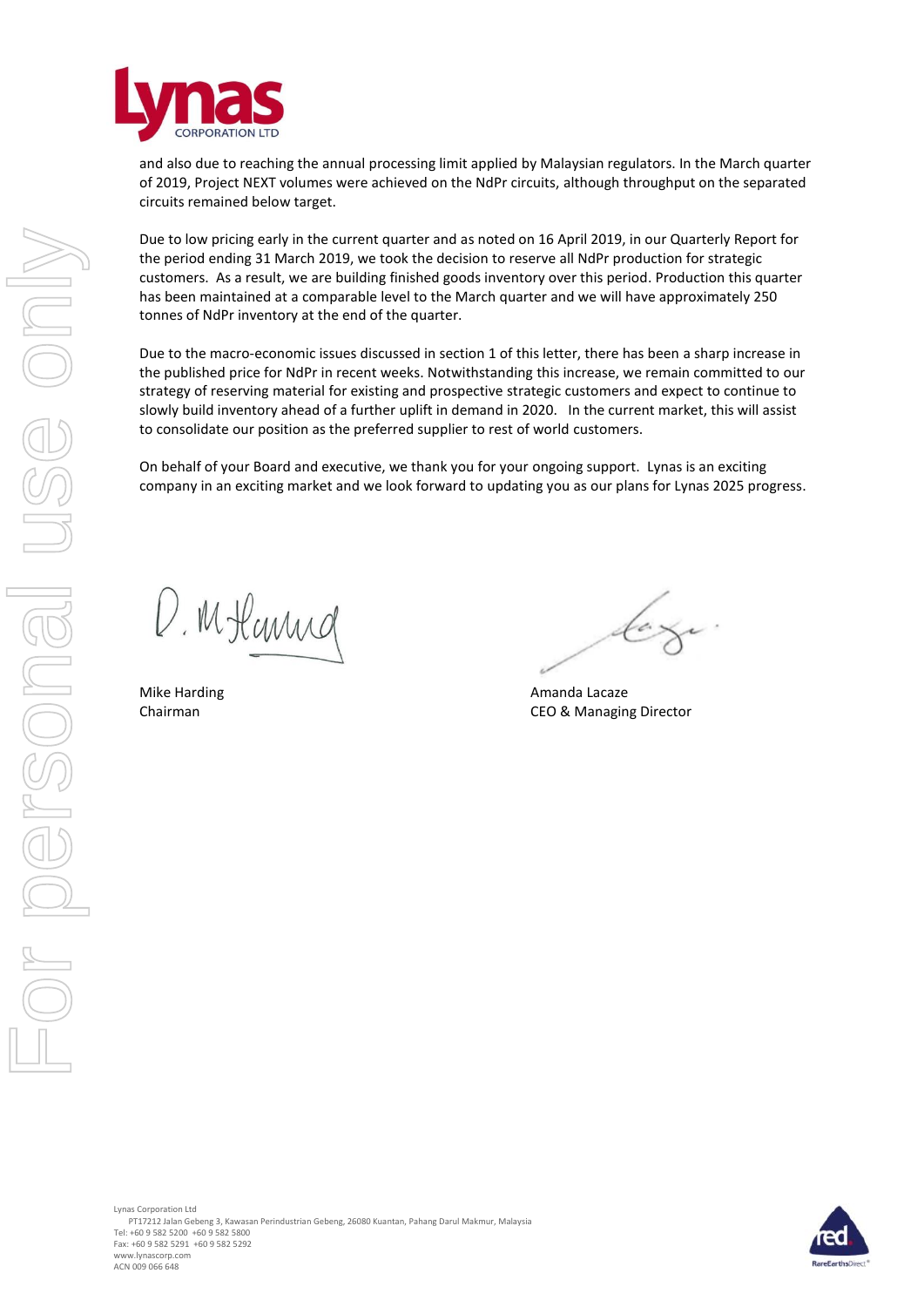and also due to reaching the annual processing limit applied by Malaysian regulators. In the March quarter of 2019, Project NEXT volumes were achieved on the NdPr circuits, although throughput on the separated circuits remained below target.

Due to low pricing early in the current quarter and as noted on 16 April 2019, in our Quarterly Report for the period ending 31 March 2019, we took the decision to reserve all NdPr production for strategic customers. As a result, we are building finished goods inventory over this period. Production this quarter has been maintained at a comparable level to the March quarter and we will have approximately 250 tonnes of NdPr inventory at the end of the quarter.

Due to the macro-economic issues discussed in section 1 of this letter, there has been a sharp increase in the published price for NdPr in recent weeks. Notwithstanding this increase, we remain committed to our strategy of reserving material for existing and prospective strategic customers and expect to continue to slowly build inventory ahead of a further uplift in demand in 2020. In the current market, this will assist to consolidate our position as the preferred supplier to rest of world customers.

On behalf of your Board and executive, we thank you for your ongoing support. Lynas is an exciting company in an exciting market and we look forward to updating you as our plans for Lynas 2025 progress.

Mike Harding
Chairman

Amanda Lacaze
CEO & Managing Director

Lynas Corporation Ltd
PT17212 Jalan Gebeng 3, Kawasan Perindustrian Gebeng, 26080 Kuantan, Pahang Darul Makmur, Malaysia
Tel: +60 9 582 5200 +60 9 582 5800
Fax: +60 9 582 5291 +60 9 582 5292
www.lynascorp.com
ACN 009 066 648